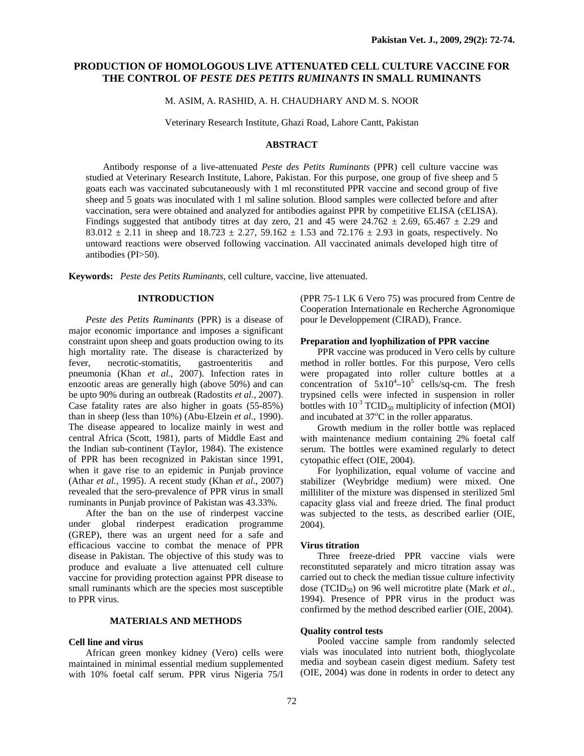# PRODUCTION OF HOMOLOGOUS LIVE ATTENUATED CELL CULTURE VACCINE FOR THE CONTROL OF *PESTE DES PETITS RUMINANTS* IN SMALL RUMINANTS

M. ASIM, A. RASHID, A. H. CHAUDHARY AND M. S. NOOR

Veterinary Research Institute, Ghazi Road, Lahore Cantt, Pakistan

## ABSTRACT

Antibody response of a live-attenuated *Peste des Petits Ruminants* (PPR) cell culture vaccine was studied at Veterinary Research Institute, Lahore, Pakistan. For this purpose, one group of five sheep and 5 goats each was vaccinated subcutaneously with 1 ml reconstituted PPR vaccine and second group of five sheep and 5 goats was inoculated with 1 ml saline solution. Blood samples were collected before and after vaccination, sera were obtained and analyzed for antibodies against PPR by competitive ELISA (cELISA). Findings suggested that antibody titres at day zero, 21 and 45 were 24.762 ± 2.69, 65.467 ± 2.29 and 83.012 ± 2.11 in sheep and 18.723 ± 2.27, 59.162 ± 1.53 and 72.176 ± 2.93 in goats, respectively. No untoward reactions were observed following vaccination. All vaccinated animals developed high titre of antibodies (PI>50).

**Keywords:** *Peste des Petits Ruminants*, cell culture, vaccine, live attenuated.

## INTRODUCTION

*Peste des Petits Ruminants* (PPR) is a disease of major economic importance and imposes a significant constraint upon sheep and goats production owing to its high mortality rate. The disease is characterized by fever, necrotic-stomatitis, gastroenteritis and pneumonia (Khan *et al*., 2007). Infection rates in enzootic areas are generally high (above 50%) and can be upto 90% during an outbreak (Radostits *et al.,* 2007). Case fatality rates are also higher in goats (55-85%) than in sheep (less than 10%) (Abu-Elzein *et al.,* 1990). The disease appeared to localize mainly in west and central Africa (Scott, 1981), parts of Middle East and the Indian sub-continent (Taylor, 1984). The existence of PPR has been recognized in Pakistan since 1991, when it gave rise to an epidemic in Punjab province (Athar *et al.,* 1995). A recent study (Khan *et al*., 2007) revealed that the sero-prevalence of PPR virus in small ruminants in Punjab province of Pakistan was 43.33%.

After the ban on the use of rinderpest vaccine under global rinderpest eradication programme (GREP), there was an urgent need for a safe and efficacious vaccine to combat the menace of PPR disease in Pakistan. The objective of this study was to produce and evaluate a live attenuated cell culture vaccine for providing protection against PPR disease to small ruminants which are the species most susceptible to PPR virus.

## MATERIALS AND METHODS

### Cell line and virus

African green monkey kidney (Vero) cells were maintained in minimal essential medium supplemented with 10% foetal calf serum. PPR virus Nigeria 75/I (PPR 75-1 LK 6 Vero 75) was procured from Centre de Cooperation Internationale en Recherche Agronomique pour le Developpement (CIRAD), France.

### Preparation and lyophilization of PPR vaccine

PPR vaccine was produced in Vero cells by culture method in roller bottles. For this purpose, Vero cells were propagated into roller culture bottles at a concentration of $5x10^4$–$10^5$ cells/sq-cm. The fresh trypsined cells were infected in suspension in roller bottles with $10^{-3}$ $TCID_{50}$ multiplicity of infection (MOI) and incubated at 37°C in the roller apparatus.

Growth medium in the roller bottle was replaced with maintenance medium containing 2% foetal calf serum. The bottles were examined regularly to detect cytopathic effect (OIE, 2004).

For lyophilization, equal volume of vaccine and stabilizer (Weybridge medium) were mixed. One milliliter of the mixture was dispensed in sterilized 5ml capacity glass vial and freeze dried. The final product was subjected to the tests, as described earlier (OIE, 2004).

### Virus titration

Three freeze-dried PPR vaccine vials were reconstituted separately and micro titration assay was carried out to check the median tissue culture infectivity dose ($TCID_{50}$) on 96 well microtitre plate (Mark *et al.,* 1994). Presence of PPR virus in the product was confirmed by the method described earlier (OIE, 2004).

### Quality control tests

Pooled vaccine sample from randomly selected vials was inoculated into nutrient both, thioglycolate media and soybean casein digest medium. Safety test (OIE, 2004) was done in rodents in order to detect any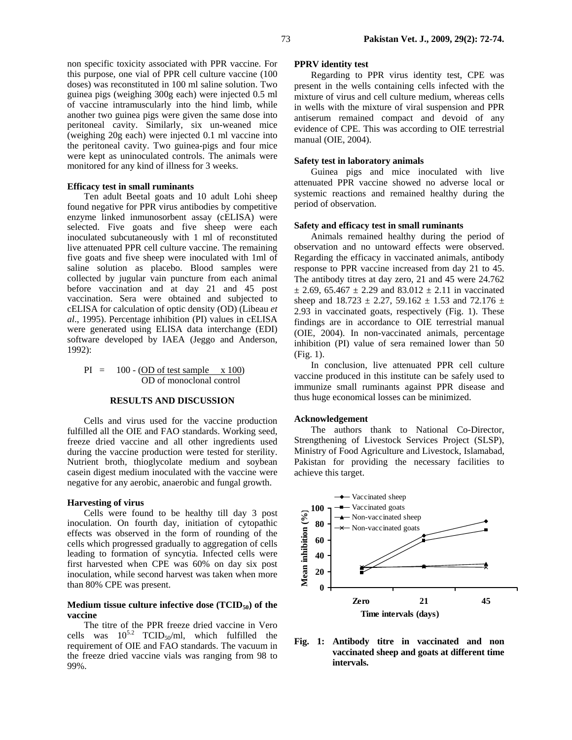non specific toxicity associated with PPR vaccine. For this purpose, one vial of PPR cell culture vaccine (100 doses) was reconstituted in 100 ml saline solution. Two guinea pigs (weighing 300g each) were injected 0.5 ml of vaccine intramuscularly into the hind limb, while another two guinea pigs were given the same dose into peritoneal cavity. Similarly, six un-weaned mice (weighing 20g each) were injected 0.1 ml vaccine into the peritoneal cavity. Two guinea-pigs and four mice were kept as uninoculated controls. The animals were monitored for any kind of illness for 3 weeks.

**Efficacy test in small ruminants**

Ten adult Beetal goats and 10 adult Lohi sheep found negative for PPR virus antibodies by competitive enzyme linked inmunosorbent assay (cELISA) were selected. Five goats and five sheep were each inoculated subcutaneously with 1 ml of reconstituted live attenuated PPR cell culture vaccine. The remaining five goats and five sheep were inoculated with 1ml of saline solution as placebo. Blood samples were collected by jugular vain puncture from each animal before vaccination and at day 21 and 45 post vaccination. Sera were obtained and subjected to cELISA for calculation of optic density (OD) (Libeau *et al*., 1995). Percentage inhibition (PI) values in cELISA were generated using ELISA data interchange (EDI) software developed by IAEA (Jeggo and Anderson, 1992):

$$PI = 100 - \frac{\text{OD of test sample} \times 100}{\text{OD of monoclonal control}}$$

## RESULTS AND DISCUSSION

Cells and virus used for the vaccine production fulfilled all the OIE and FAO standards. Working seed, freeze dried vaccine and all other ingredients used during the vaccine production were tested for sterility. Nutrient broth, thioglycolate medium and soybean casein digest medium inoculated with the vaccine were negative for any aerobic, anaerobic and fungal growth.

**Harvesting of virus**

Cells were found to be healthy till day 3 post inoculation. On fourth day, initiation of cytopathic effects was observed in the form of rounding of the cells which progressed gradually to aggregation of cells leading to formation of syncytia. Infected cells were first harvested when CPE was 60% on day six post inoculation, while second harvest was taken when more than 80% CPE was present.

**Medium tissue culture infective dose ($TCID_{50}$) of the vaccine**

The titre of the PPR freeze dried vaccine in Vero cells was $10^{5.2}$ $TCID_{50}$/ml, which fulfilled the requirement of OIE and FAO standards. The vacuum in the freeze dried vaccine vials was ranging from 98 to 99%.

**PPRV identity test**

Regarding to PPR virus identity test, CPE was present in the wells containing cells infected with the mixture of virus and cell culture medium, whereas cells in wells with the mixture of viral suspension and PPR antiserum remained compact and devoid of any evidence of CPE. This was according to OIE terrestrial manual (OIE, 2004).

**Safety test in laboratory animals**

Guinea pigs and mice inoculated with live attenuated PPR vaccine showed no adverse local or systemic reactions and remained healthy during the period of observation.

**Safety and efficacy test in small ruminants**

Animals remained healthy during the period of observation and no untoward effects were observed. Regarding the efficacy in vaccinated animals, antibody response to PPR vaccine increased from day 21 to 45. The antibody titres at day zero, 21 and 45 were 24.762 ± 2.69, 65.467 ± 2.29 and 83.012 ± 2.11 in vaccinated sheep and 18.723 ± 2.27, 59.162 ± 1.53 and 72.176 ± 2.93 in vaccinated goats, respectively (Fig. 1). These findings are in accordance to OIE terrestrial manual (OIE, 2004). In non-vaccinated animals, percentage inhibition (PI) value of sera remained lower than 50 (Fig. 1).

In conclusion, live attenuated PPR cell culture vaccine produced in this institute can be safely used to immunize small ruminants against PPR disease and thus huge economical losses can be minimized.

**Acknowledgement**

The authors thank to National Co-Director, Strengthening of Livestock Services Project (SLSP), Ministry of Food Agriculture and Livestock, Islamabad, Pakistan for providing the necessary facilities to achieve this target.

**Fig. 1: Antibody titre in vaccinated and non vaccinated sheep and goats at different time intervals.**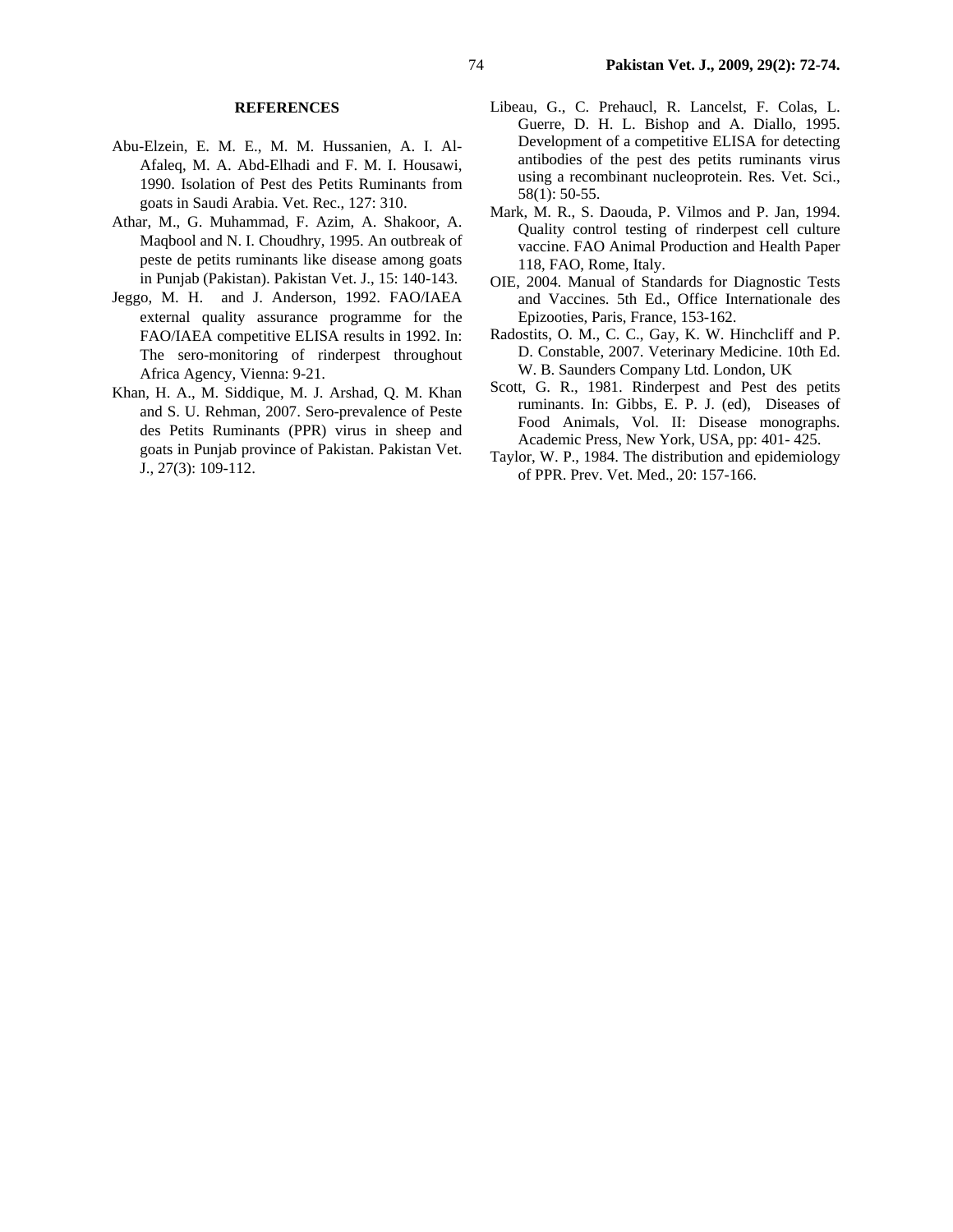## REFERENCES

Abu-Elzein, E. M. E., M. M. Hussanien, A. I. Al-Afaleq, M. A. Abd-Elhadi and F. M. I. Housawi, 1990. Isolation of Pest des Petits Ruminants from goats in Saudi Arabia. Vet. Rec., 127: 310.

Athar, M., G. Muhammad, F. Azim, A. Shakoor, A. Maqbool and N. I. Choudhry, 1995. An outbreak of peste de petits ruminants like disease among goats in Punjab (Pakistan). Pakistan Vet. J., 15: 140-143.

Jeggo, M. H. and J. Anderson, 1992. FAO/IAEA external quality assurance programme for the FAO/IAEA competitive ELISA results in 1992. In: The sero-monitoring of rinderpest throughout Africa Agency, Vienna: 9-21.

Khan, H. A., M. Siddique, M. J. Arshad, Q. M. Khan and S. U. Rehman, 2007. Sero-prevalence of Peste des Petits Ruminants (PPR) virus in sheep and goats in Punjab province of Pakistan. Pakistan Vet. J., 27(3): 109-112.

Libeau, G., C. Prehaucl, R. Lancelst, F. Colas, L. Guerre, D. H. L. Bishop and A. Diallo, 1995. Development of a competitive ELISA for detecting antibodies of the pest des petits ruminants virus using a recombinant nucleoprotein. Res. Vet. Sci., 58(1): 50-55.

Mark, M. R., S. Daouda, P. Vilmos and P. Jan, 1994. Quality control testing of rinderpest cell culture vaccine. FAO Animal Production and Health Paper 118, FAO, Rome, Italy.

OIE, 2004. Manual of Standards for Diagnostic Tests and Vaccines. 5th Ed., Office Internationale des Epizooties, Paris, France, 153-162.

Radostits, O. M., C. C., Gay, K. W. Hinchcliff and P. D. Constable, 2007. Veterinary Medicine. 10th Ed. W. B. Saunders Company Ltd. London, UK

Scott, G. R., 1981. Rinderpest and Pest des petits ruminants. In: Gibbs, E. P. J. (ed), Diseases of Food Animals, Vol. II: Disease monographs. Academic Press, New York, USA, pp: 401- 425.

Taylor, W. P., 1984. The distribution and epidemiology of PPR. Prev. Vet. Med., 20: 157-166.